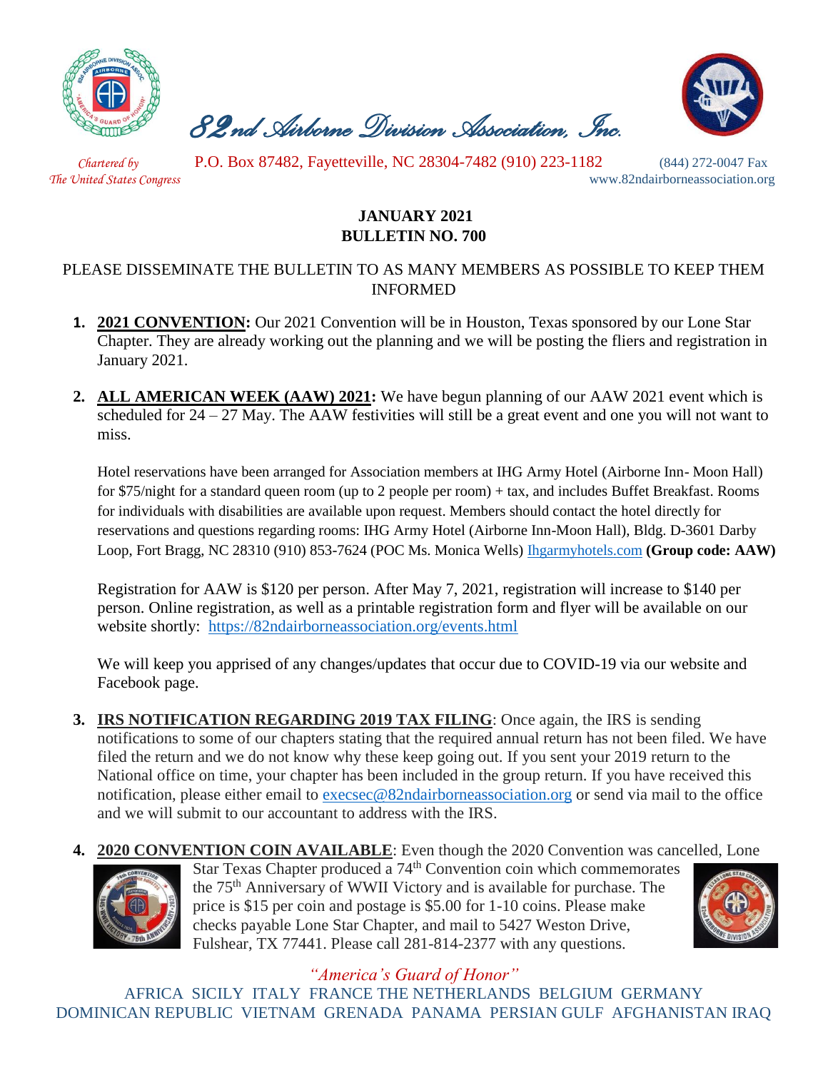# 82nd Airborne Division Association, Inc.

*Chartered by The United States Congress*

P.O. Box 87482, Fayetteville, NC 28304-7482 (910) 223-1182 (844) 272-0047 Fax

www.82ndairborneassociation.org

## JANUARY 2021
## BULLETIN NO. 700

PLEASE DISSEMINATE THE BULLETIN TO AS MANY MEMBERS AS POSSIBLE TO KEEP THEM INFORMED

1. **2021 CONVENTION:** Our 2021 Convention will be in Houston, Texas sponsored by our Lone Star Chapter. They are already working out the planning and we will be posting the fliers and registration in January 2021.

2. **ALL AMERICAN WEEK (AAW) 2021:** We have begun planning of our AAW 2021 event which is scheduled for 24 – 27 May. The AAW festivities will still be a great event and one you will not want to miss.

   Hotel reservations have been arranged for Association members at IHG Army Hotel (Airborne Inn- Moon Hall) for $75/night for a standard queen room (up to 2 people per room) + tax, and includes Buffet Breakfast. Rooms for individuals with disabilities are available upon request. Members should contact the hotel directly for reservations and questions regarding rooms: IHG Army Hotel (Airborne Inn-Moon Hall), Bldg. D-3601 Darby Loop, Fort Bragg, NC 28310 (910) 853-7624 (POC Ms. Monica Wells) Ihgarmyhotels.com **(Group code: AAW)**

   Registration for AAW is $120 per person. After May 7, 2021, registration will increase to $140 per person. Online registration, as well as a printable registration form and flyer will be available on our website shortly: https://82ndairborneassociation.org/events.html

   We will keep you apprised of any changes/updates that occur due to COVID-19 via our website and Facebook page.

3. **IRS NOTIFICATION REGARDING 2019 TAX FILING**: Once again, the IRS is sending notifications to some of our chapters stating that the required annual return has not been filed. We have filed the return and we do not know why these keep going out. If you sent your 2019 return to the National office on time, your chapter has been included in the group return. If you have received this notification, please either email to execsec@82ndairborneassociation.org or send via mail to the office and we will submit to our accountant to address with the IRS.

4. **2020 CONVENTION COIN AVAILABLE**: Even though the 2020 Convention was cancelled, Lone Star Texas Chapter produced a 74th Convention coin which commemorates the 75th Anniversary of WWII Victory and is available for purchase. The price is $15 per coin and postage is $5.00 for 1-10 coins. Please make checks payable Lone Star Chapter, and mail to 5427 Weston Drive, Fulshear, TX 77441. Please call 281-814-2377 with any questions.

*"America's Guard of Honor"*

AFRICA SICILY ITALY FRANCE THE NETHERLANDS BELGIUM GERMANY DOMINICAN REPUBLIC VIETNAM GRENADA PANAMA PERSIAN GULF AFGHANISTAN IRAQ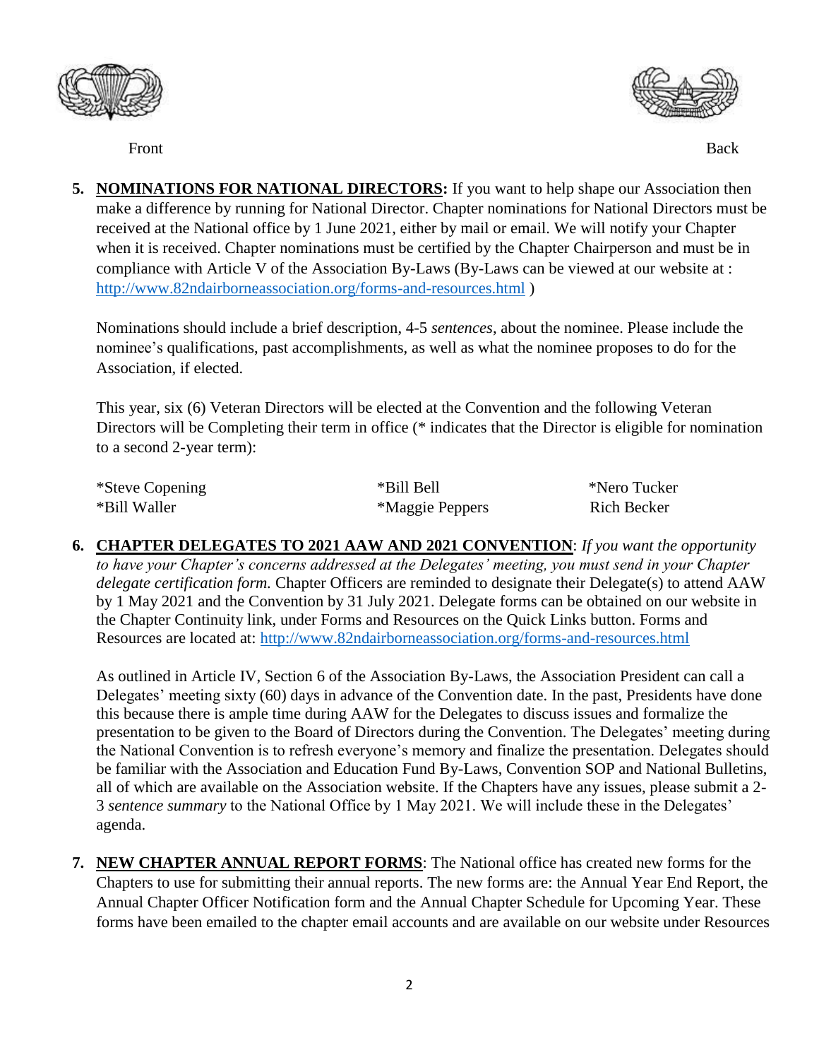Front Back

5. **NOMINATIONS FOR NATIONAL DIRECTORS:** If you want to help shape our Association then make a difference by running for National Director. Chapter nominations for National Directors must be received at the National office by 1 June 2021, either by mail or email. We will notify your Chapter when it is received. Chapter nominations must be certified by the Chapter Chairperson and must be in compliance with Article V of the Association By-Laws (By-Laws can be viewed at our website at : http://www.82ndairborneassociation.org/forms-and-resources.html )

   Nominations should include a brief description, 4-5 *sentences*, about the nominee. Please include the nominee's qualifications, past accomplishments, as well as what the nominee proposes to do for the Association, if elected.

   This year, six (6) Veteran Directors will be elected at the Convention and the following Veteran Directors will be Completing their term in office (* indicates that the Director is eligible for nomination to a second 2-year term):

   | | | |
   |---|---|---|
   | *Steve Copening | *Bill Bell | *Nero Tucker |
   | *Bill Waller | *Maggie Peppers | Rich Becker |

6. **CHAPTER DELEGATES TO 2021 AAW AND 2021 CONVENTION**: *If you want the opportunity to have your Chapter's concerns addressed at the Delegates' meeting, you must send in your Chapter delegate certification form.* Chapter Officers are reminded to designate their Delegate(s) to attend AAW by 1 May 2021 and the Convention by 31 July 2021. Delegate forms can be obtained on our website in the Chapter Continuity link, under Forms and Resources on the Quick Links button. Forms and Resources are located at: http://www.82ndairborneassociation.org/forms-and-resources.html

   As outlined in Article IV, Section 6 of the Association By-Laws, the Association President can call a Delegates' meeting sixty (60) days in advance of the Convention date. In the past, Presidents have done this because there is ample time during AAW for the Delegates to discuss issues and formalize the presentation to be given to the Board of Directors during the Convention. The Delegates' meeting during the National Convention is to refresh everyone's memory and finalize the presentation. Delegates should be familiar with the Association and Education Fund By-Laws, Convention SOP and National Bulletins, all of which are available on the Association website. If the Chapters have any issues, please submit a 2-3 *sentence summary* to the National Office by 1 May 2021. We will include these in the Delegates' agenda.

7. **NEW CHAPTER ANNUAL REPORT FORMS**: The National office has created new forms for the Chapters to use for submitting their annual reports. The new forms are: the Annual Year End Report, the Annual Chapter Officer Notification form and the Annual Chapter Schedule for Upcoming Year. These forms have been emailed to the chapter email accounts and are available on our website under Resources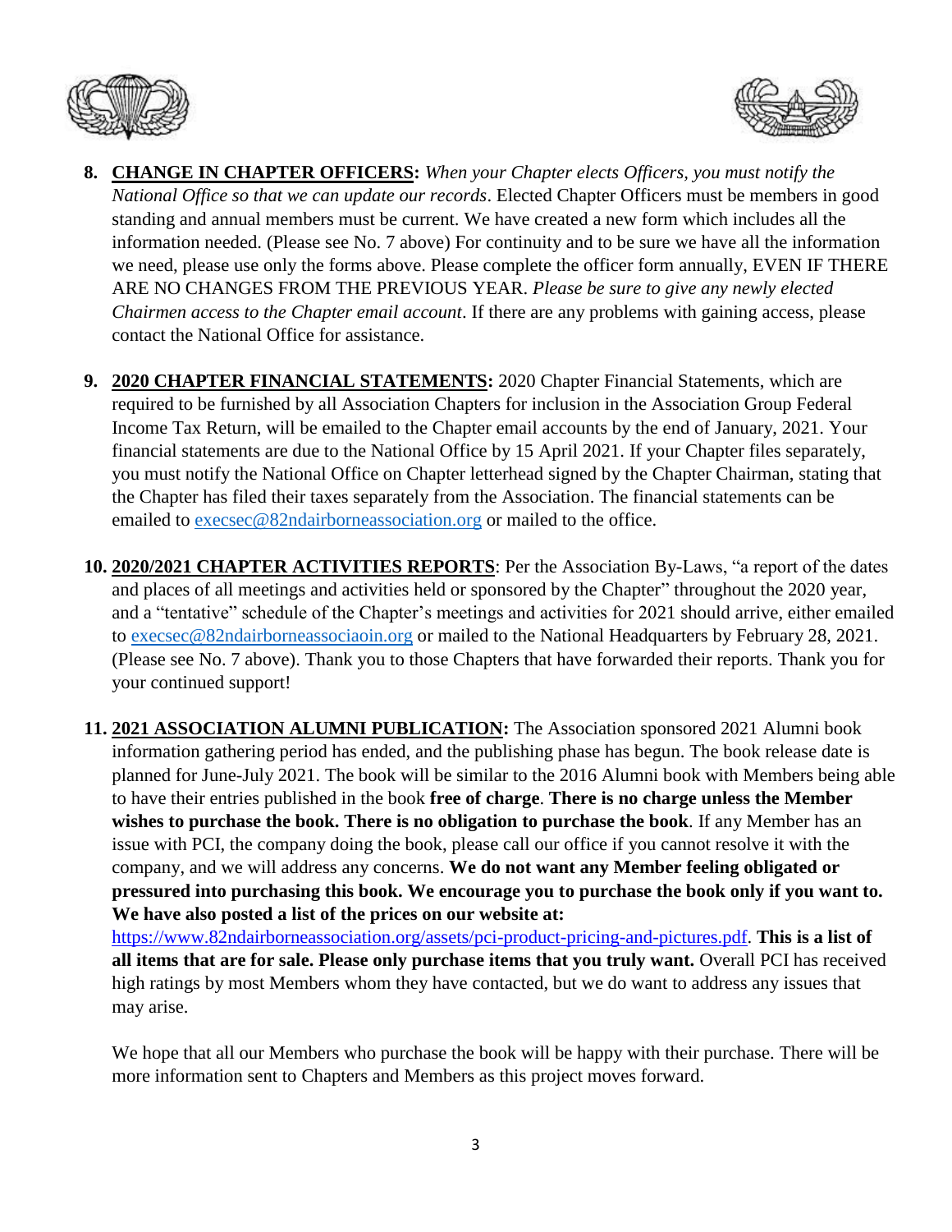8. **<u>CHANGE IN CHAPTER OFFICERS</u>:** *When your Chapter elects Officers, you must notify the National Office so that we can update our records*. Elected Chapter Officers must be members in good standing and annual members must be current. We have created a new form which includes all the information needed. (Please see No. 7 above) For continuity and to be sure we have all the information we need, please use only the forms above. Please complete the officer form annually, EVEN IF THERE ARE NO CHANGES FROM THE PREVIOUS YEAR. *Please be sure to give any newly elected Chairmen access to the Chapter email account*. If there are any problems with gaining access, please contact the National Office for assistance.

9. **<u>2020 CHAPTER FINANCIAL STATEMENTS</u>:** 2020 Chapter Financial Statements, which are required to be furnished by all Association Chapters for inclusion in the Association Group Federal Income Tax Return, will be emailed to the Chapter email accounts by the end of January, 2021. Your financial statements are due to the National Office by 15 April 2021. If your Chapter files separately, you must notify the National Office on Chapter letterhead signed by the Chapter Chairman, stating that the Chapter has filed their taxes separately from the Association. The financial statements can be emailed to execsec@82ndairborneassociation.org or mailed to the office.

10. **<u>2020/2021 CHAPTER ACTIVITIES REPORTS</u>**: Per the Association By-Laws, "a report of the dates and places of all meetings and activities held or sponsored by the Chapter" throughout the 2020 year, and a "tentative" schedule of the Chapter's meetings and activities for 2021 should arrive, either emailed to execsec@82ndairborneassociaoin.org or mailed to the National Headquarters by February 28, 2021. (Please see No. 7 above). Thank you to those Chapters that have forwarded their reports. Thank you for your continued support!

11. **<u>2021 ASSOCIATION ALUMNI PUBLICATION</u>:** The Association sponsored 2021 Alumni book information gathering period has ended, and the publishing phase has begun. The book release date is planned for June-July 2021. The book will be similar to the 2016 Alumni book with Members being able to have their entries published in the book **free of charge**. **There is no charge unless the Member wishes to purchase the book. There is no obligation to purchase the book**. If any Member has an issue with PCI, the company doing the book, please call our office if you cannot resolve it with the company, and we will address any concerns. **We do not want any Member feeling obligated or pressured into purchasing this book. We encourage you to purchase the book only if you want to. We have also posted a list of the prices on our website at:** https://www.82ndairborneassociation.org/assets/pci-product-pricing-and-pictures.pdf. **This is a list of all items that are for sale. Please only purchase items that you truly want.** Overall PCI has received high ratings by most Members whom they have contacted, but we do want to address any issues that may arise.

    We hope that all our Members who purchase the book will be happy with their purchase. There will be more information sent to Chapters and Members as this project moves forward.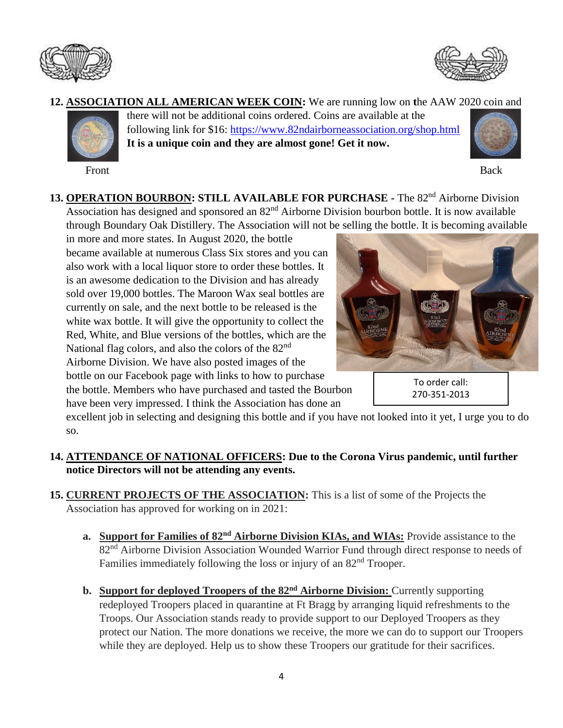12. **ASSOCIATION ALL AMERICAN WEEK COIN:** We are running low on the AAW 2020 coin and there will not be additional coins ordered. Coins are available at the following link for $16: https://www.82ndairborneassociation.org/shop.html **It is a unique coin and they are almost gone! Get it now.**

Front Back

13. **OPERATION BOURBON: STILL AVAILABLE FOR PURCHASE** - The 82nd Airborne Division Association has designed and sponsored an 82nd Airborne Division bourbon bottle. It is now available through Boundary Oak Distillery. The Association will not be selling the bottle. It is becoming available in more and more states. In August 2020, the bottle became available at numerous Class Six stores and you can also work with a local liquor store to order these bottles. It is an awesome dedication to the Division and has already sold over 19,000 bottles. The Maroon Wax seal bottles are currently on sale, and the next bottle to be released is the white wax bottle. It will give the opportunity to collect the Red, White, and Blue versions of the bottles, which are the National flag colors, and also the colors of the 82nd Airborne Division. We have also posted images of the bottle on our Facebook page with links to how to purchase the bottle. Members who have purchased and tasted the Bourbon have been very impressed. I think the Association has done an excellent job in selecting and designing this bottle and if you have not looked into it yet, I urge you to do so.

To order call: 270-351-2013

14. **ATTENDANCE OF NATIONAL OFFICERS: Due to the Corona Virus pandemic, until further notice Directors will not be attending any events.**

15. **CURRENT PROJECTS OF THE ASSOCIATION:** This is a list of some of the Projects the Association has approved for working on in 2021:

    a. **Support for Families of 82nd Airborne Division KIAs, and WIAs:** Provide assistance to the 82nd Airborne Division Association Wounded Warrior Fund through direct response to needs of Families immediately following the loss or injury of an 82nd Trooper.

    b. **Support for deployed Troopers of the 82nd Airborne Division:** Currently supporting redeployed Troopers placed in quarantine at Ft Bragg by arranging liquid refreshments to the Troops. Our Association stands ready to provide support to our Deployed Troopers as they protect our Nation. The more donations we receive, the more we can do to support our Troopers while they are deployed. Help us to show these Troopers our gratitude for their sacrifices.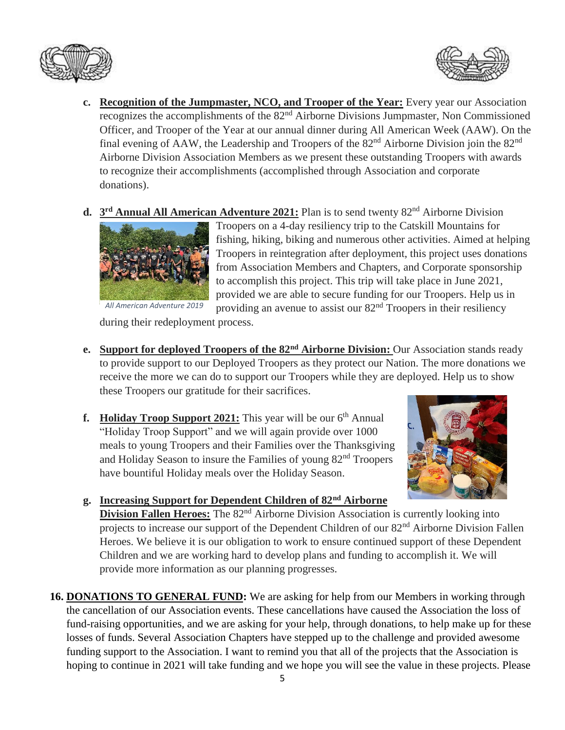c. **<u>Recognition of the Jumpmaster, NCO, and Trooper of the Year:</u>** Every year our Association recognizes the accomplishments of the 82nd Airborne Divisions Jumpmaster, Non Commissioned Officer, and Trooper of the Year at our annual dinner during All American Week (AAW). On the final evening of AAW, the Leadership and Troopers of the 82nd Airborne Division join the 82nd Airborne Division Association Members as we present these outstanding Troopers with awards to recognize their accomplishments (accomplished through Association and corporate donations).

d. **<u>3rd Annual All American Adventure 2021:</u>** Plan is to send twenty 82nd Airborne Division Troopers on a 4-day resiliency trip to the Catskill Mountains for fishing, hiking, biking and numerous other activities. Aimed at helping Troopers in reintegration after deployment, this project uses donations from Association Members and Chapters, and Corporate sponsorship to accomplish this project. This trip will take place in June 2021, provided we are able to secure funding for our Troopers. Help us in providing an avenue to assist our 82nd Troopers in their resiliency during their redeployment process.

*All American Adventure 2019*

e. **<u>Support for deployed Troopers of the 82nd Airborne Division:</u>** Our Association stands ready to provide support to our Deployed Troopers as they protect our Nation. The more donations we receive the more we can do to support our Troopers while they are deployed. Help us to show these Troopers our gratitude for their sacrifices.

f. **<u>Holiday Troop Support 2021:</u>** This year will be our 6th Annual "Holiday Troop Support" and we will again provide over 1000 meals to young Troopers and their Families over the Thanksgiving and Holiday Season to insure the Families of young 82nd Troopers have bountiful Holiday meals over the Holiday Season.

g. **<u>Increasing Support for Dependent Children of 82nd Airborne Division Fallen Heroes:</u>** The 82nd Airborne Division Association is currently looking into projects to increase our support of the Dependent Children of our 82nd Airborne Division Fallen Heroes. We believe it is our obligation to work to ensure continued support of these Dependent Children and we are working hard to develop plans and funding to accomplish it. We will provide more information as our planning progresses.

**16. <u>DONATIONS TO GENERAL FUND</u>:** We are asking for help from our Members in working through the cancellation of our Association events. These cancellations have caused the Association the loss of fund-raising opportunities, and we are asking for your help, through donations, to help make up for these losses of funds. Several Association Chapters have stepped up to the challenge and provided awesome funding support to the Association. I want to remind you that all of the projects that the Association is hoping to continue in 2021 will take funding and we hope you will see the value in these projects. Please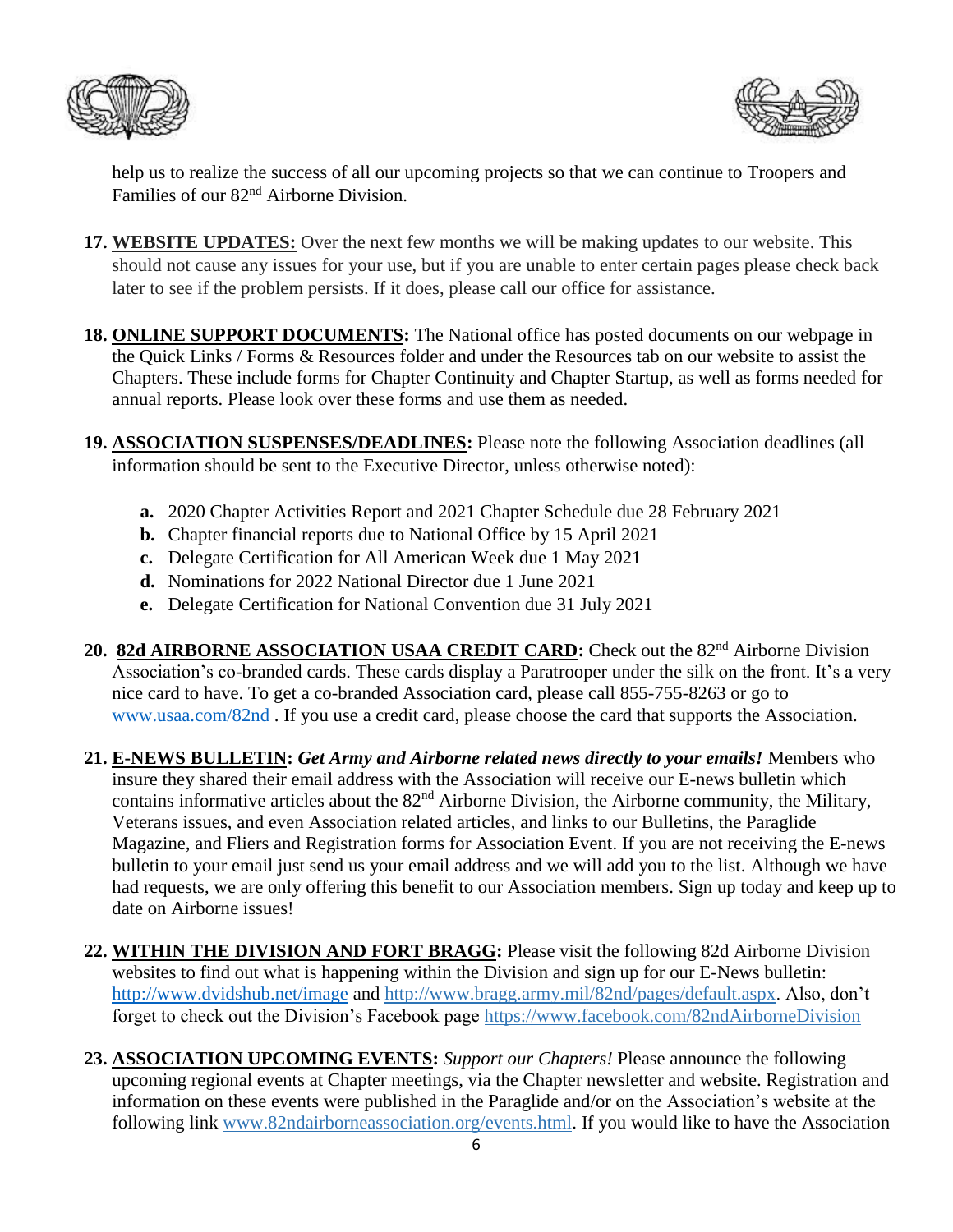help us to realize the success of all our upcoming projects so that we can continue to Troopers and Families of our 82nd Airborne Division.

17. **WEBSITE UPDATES:** Over the next few months we will be making updates to our website. This should not cause any issues for your use, but if you are unable to enter certain pages please check back later to see if the problem persists. If it does, please call our office for assistance.

18. **ONLINE SUPPORT DOCUMENTS:** The National office has posted documents on our webpage in the Quick Links / Forms & Resources folder and under the Resources tab on our website to assist the Chapters. These include forms for Chapter Continuity and Chapter Startup, as well as forms needed for annual reports. Please look over these forms and use them as needed.

19. **ASSOCIATION SUSPENSES/DEADLINES:** Please note the following Association deadlines (all information should be sent to the Executive Director, unless otherwise noted):

    **a.** 2020 Chapter Activities Report and 2021 Chapter Schedule due 28 February 2021
    **b.** Chapter financial reports due to National Office by 15 April 2021
    **c.** Delegate Certification for All American Week due 1 May 2021
    **d.** Nominations for 2022 National Director due 1 June 2021
    **e.** Delegate Certification for National Convention due 31 July 2021

20. **82d AIRBORNE ASSOCIATION USAA CREDIT CARD:** Check out the 82nd Airborne Division Association's co-branded cards. These cards display a Paratrooper under the silk on the front. It's a very nice card to have. To get a co-branded Association card, please call 855-755-8263 or go to www.usaa.com/82nd . If you use a credit card, please choose the card that supports the Association.

21. **E-NEWS BULLETIN:** ***Get Army and Airborne related news directly to your emails!*** Members who insure they shared their email address with the Association will receive our E-news bulletin which contains informative articles about the 82nd Airborne Division, the Airborne community, the Military, Veterans issues, and even Association related articles, and links to our Bulletins, the Paraglide Magazine, and Fliers and Registration forms for Association Event. If you are not receiving the E-news bulletin to your email just send us your email address and we will add you to the list. Although we have had requests, we are only offering this benefit to our Association members. Sign up today and keep up to date on Airborne issues!

22. **WITHIN THE DIVISION AND FORT BRAGG:** Please visit the following 82d Airborne Division websites to find out what is happening within the Division and sign up for our E-News bulletin: http://www.dvidshub.net/image and http://www.bragg.army.mil/82nd/pages/default.aspx. Also, don't forget to check out the Division's Facebook page https://www.facebook.com/82ndAirborneDivision

23. **ASSOCIATION UPCOMING EVENTS:** *Support our Chapters!* Please announce the following upcoming regional events at Chapter meetings, via the Chapter newsletter and website. Registration and information on these events were published in the Paraglide and/or on the Association's website at the following link www.82ndairborneassociation.org/events.html. If you would like to have the Association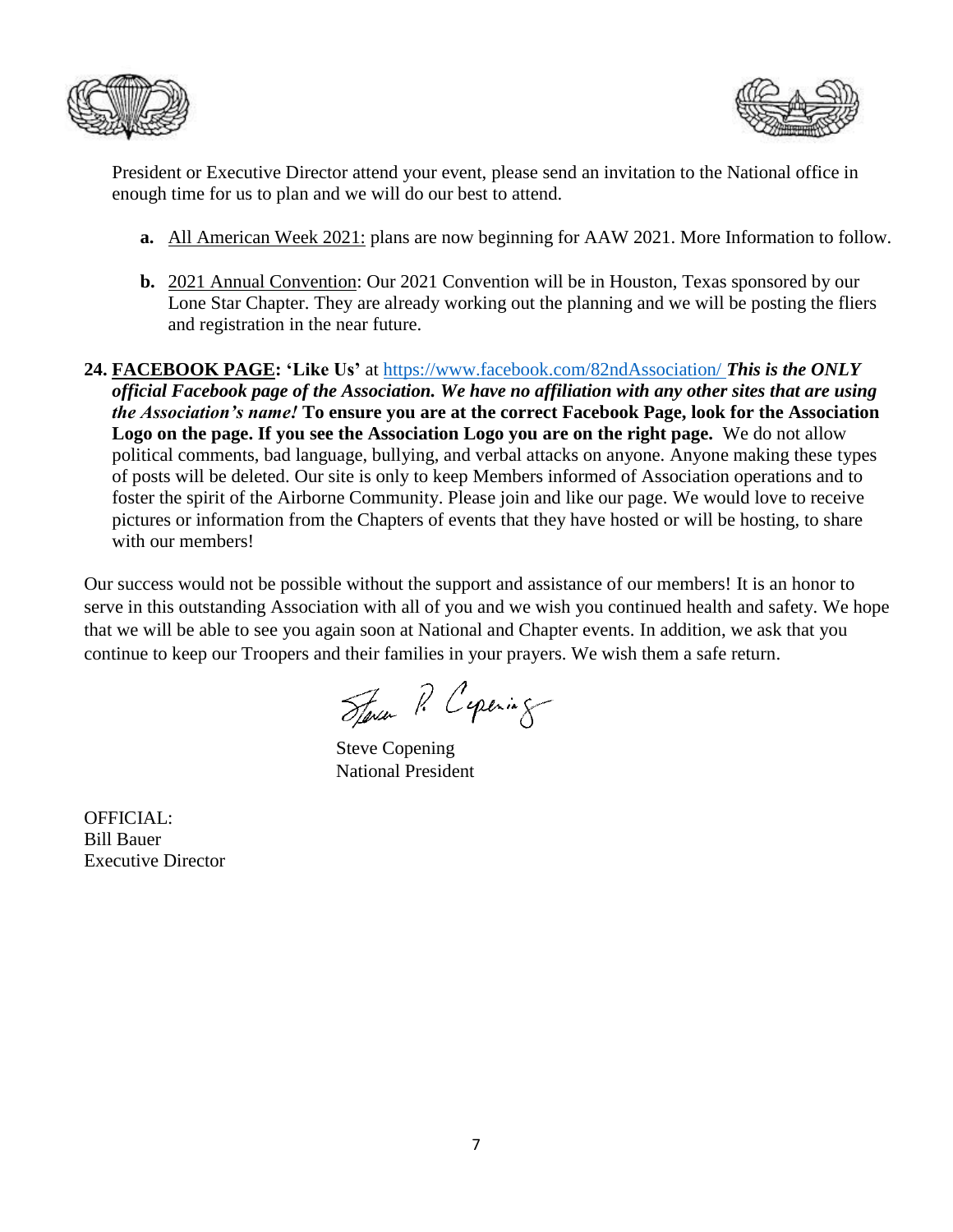President or Executive Director attend your event, please send an invitation to the National office in enough time for us to plan and we will do our best to attend.

- **a.** <u>All American Week 2021:</u> plans are now beginning for AAW 2021. More Information to follow.

- **b.** <u>2021 Annual Convention</u>: Our 2021 Convention will be in Houston, Texas sponsored by our Lone Star Chapter. They are already working out the planning and we will be posting the fliers and registration in the near future.

**24. <u>FACEBOOK PAGE</u>: 'Like Us'** at https://www.facebook.com/82ndAssociation/ ***This is the ONLY official Facebook page of the Association. We have no affiliation with any other sites that are using the Association's name!*** **To ensure you are at the correct Facebook Page, look for the Association Logo on the page. If you see the Association Logo you are on the right page.** We do not allow political comments, bad language, bullying, and verbal attacks on anyone. Anyone making these types of posts will be deleted. Our site is only to keep Members informed of Association operations and to foster the spirit of the Airborne Community. Please join and like our page. We would love to receive pictures or information from the Chapters of events that they have hosted or will be hosting, to share with our members!

Our success would not be possible without the support and assistance of our members! It is an honor to serve in this outstanding Association with all of you and we wish you continued health and safety. We hope that we will be able to see you again soon at National and Chapter events. In addition, we ask that you continue to keep our Troopers and their families in your prayers. We wish them a safe return.

Steven P. Copening

Steve Copening
National President

OFFICIAL:
Bill Bauer
Executive Director